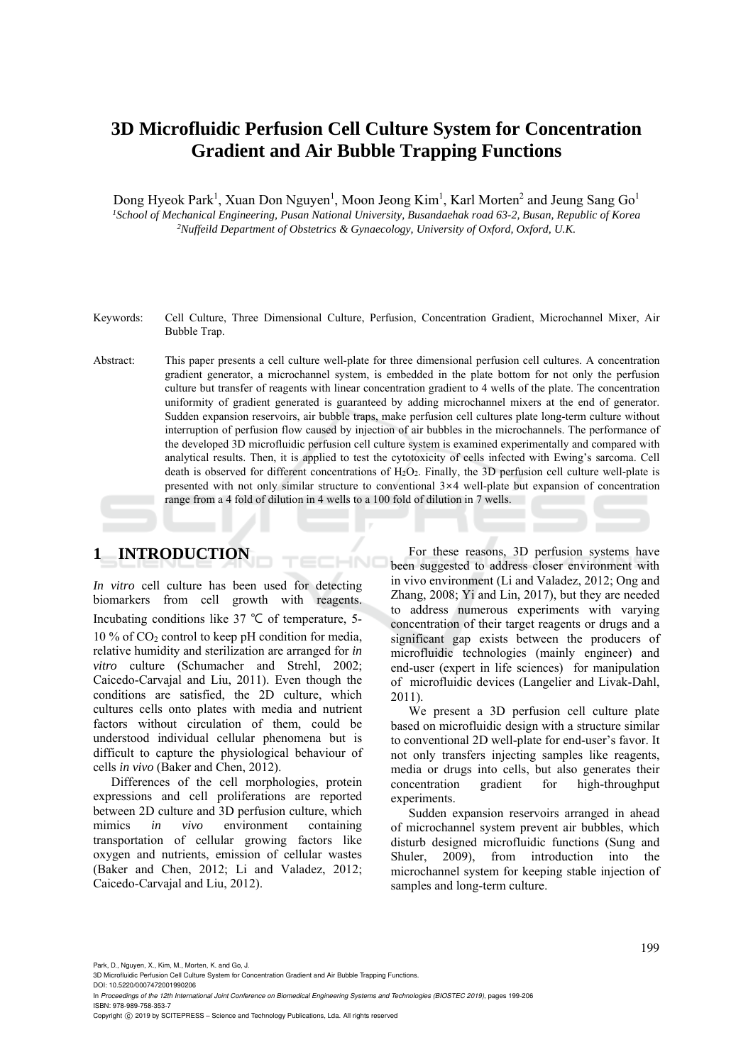# 3D Microfluidic Perfusion Cell Culture System for Concentration Gradient and Air Bubble Trapping Functions

Dong Hyeok Park[1], Xuan Don Nguyen[1], Moon Jeong Kim[1], Karl Morten[2] and Jeung Sang Go[1]

[1]*School of Mechanical Engineering, Pusan National University, Busandaehak road 63-2, Busan, Republic of Korea*
[2]*Nuffeild Department of Obstetrics & Gynaecology, University of Oxford, Oxford, U.K.*

Keywords: Cell Culture, Three Dimensional Culture, Perfusion, Concentration Gradient, Microchannel Mixer, Air Bubble Trap.

Abstract: This paper presents a cell culture well-plate for three dimensional perfusion cell cultures. A concentration gradient generator, a microchannel system, is embedded in the plate bottom for not only the perfusion culture but transfer of reagents with linear concentration gradient to 4 wells of the plate. The concentration uniformity of gradient generated is guaranteed by adding microchannel mixers at the end of generator. Sudden expansion reservoirs, air bubble traps, make perfusion cell cultures plate long-term culture without interruption of perfusion flow caused by injection of air bubbles in the microchannels. The performance of the developed 3D microfluidic perfusion cell culture system is examined experimentally and compared with analytical results. Then, it is applied to test the cytotoxicity of cells infected with Ewing's sarcoma. Cell death is observed for different concentrations of $H_2O_2$. Finally, the 3D perfusion cell culture well-plate is presented with not only similar structure to conventional 3×4 well-plate but expansion of concentration range from a 4 fold of dilution in 4 wells to a 100 fold of dilution in 7 wells.

## 1 INTRODUCTION

*In vitro* cell culture has been used for detecting biomarkers from cell growth with reagents. Incubating conditions like 37 ℃ of temperature, 5-10 % of $CO_2$ control to keep pH condition for media, relative humidity and sterilization are arranged for *in vitro* culture (Schumacher and Strehl, 2002; Caicedo-Carvajal and Liu, 2011). Even though the conditions are satisfied, the 2D culture, which cultures cells onto plates with media and nutrient factors without circulation of them, could be understood individual cellular phenomena but is difficult to capture the physiological behaviour of cells *in vivo* (Baker and Chen, 2012).

Differences of the cell morphologies, protein expressions and cell proliferations are reported between 2D culture and 3D perfusion culture, which mimics *in vivo* environment containing transportation of cellular growing factors like oxygen and nutrients, emission of cellular wastes (Baker and Chen, 2012; Li and Valadez, 2012; Caicedo-Carvajal and Liu, 2012).

For these reasons, 3D perfusion systems have been suggested to address closer environment with in vivo environment (Li and Valadez, 2012; Ong and Zhang, 2008; Yi and Lin, 2017), but they are needed to address numerous experiments with varying concentration of their target reagents or drugs and a significant gap exists between the producers of microfluidic technologies (mainly engineer) and end-user (expert in life sciences) for manipulation of microfluidic devices (Langelier and Livak-Dahl, 2011).

We present a 3D perfusion cell culture plate based on microfluidic design with a structure similar to conventional 2D well-plate for end-user's favor. It not only transfers injecting samples like reagents, media or drugs into cells, but also generates their concentration gradient for high-throughput experiments.

Sudden expansion reservoirs arranged in ahead of microchannel system prevent air bubbles, which disturb designed microfluidic functions (Sung and Shuler, 2009), from introduction into the microchannel system for keeping stable injection of samples and long-term culture.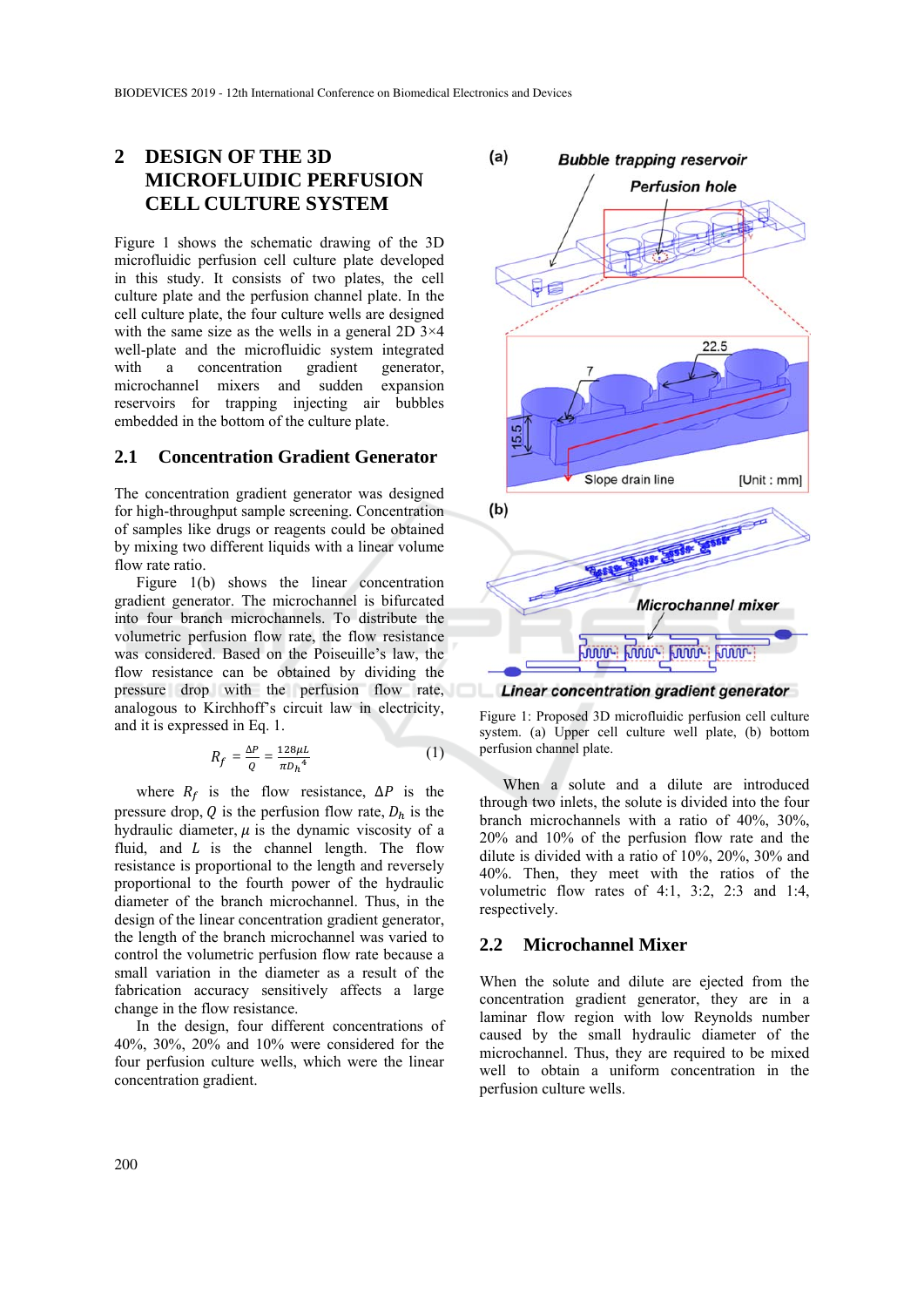## 2 DESIGN OF THE 3D MICROFLUIDIC PERFUSION CELL CULTURE SYSTEM

Figure 1 shows the schematic drawing of the 3D microfluidic perfusion cell culture plate developed in this study. It consists of two plates, the cell culture plate and the perfusion channel plate. In the cell culture plate, the four culture wells are designed with the same size as the wells in a general 2D 3×4 well-plate and the microfluidic system integrated with a concentration gradient generator, microchannel mixers and sudden expansion reservoirs for trapping injecting air bubbles embedded in the bottom of the culture plate.

### 2.1 Concentration Gradient Generator

The concentration gradient generator was designed for high-throughput sample screening. Concentration of samples like drugs or reagents could be obtained by mixing two different liquids with a linear volume flow rate ratio.

Figure 1(b) shows the linear concentration gradient generator. The microchannel is bifurcated into four branch microchannels. To distribute the volumetric perfusion flow rate, the flow resistance was considered. Based on the Poiseuille's law, the flow resistance can be obtained by dividing the pressure drop with the perfusion flow rate, analogous to Kirchhoff's circuit law in electricity, and it is expressed in Eq. 1.

$$R_f = \frac{\Delta P}{Q} = \frac{128\mu L}{\pi {D_h}^4} \quad (1)$$

where $R_f$ is the flow resistance, $\Delta P$ is the pressure drop, $Q$ is the perfusion flow rate, $D_h$ is the hydraulic diameter, $\mu$ is the dynamic viscosity of a fluid, and $L$ is the channel length. The flow resistance is proportional to the length and reversely proportional to the fourth power of the hydraulic diameter of the branch microchannel. Thus, in the design of the linear concentration gradient generator, the length of the branch microchannel was varied to control the volumetric perfusion flow rate because a small variation in the diameter as a result of the fabrication accuracy sensitively affects a large change in the flow resistance.

In the design, four different concentrations of 40%, 30%, 20% and 10% were considered for the four perfusion culture wells, which were the linear concentration gradient.

(a)
Bubble trapping reservoir
Perfusion hole
22.5
7
15.5
Slope drain line
[Unit : mm]

(b)
Microchannel mixer
Linear concentration gradient generator

Figure 1: Proposed 3D microfluidic perfusion cell culture system. (a) Upper cell culture well plate, (b) bottom perfusion channel plate.

When a solute and a dilute are introduced through two inlets, the solute is divided into the four branch microchannels with a ratio of 40%, 30%, 20% and 10% of the perfusion flow rate and the dilute is divided with a ratio of 10%, 20%, 30% and 40%. Then, they meet with the ratios of the volumetric flow rates of 4:1, 3:2, 2:3 and 1:4, respectively.

### 2.2 Microchannel Mixer

When the solute and dilute are ejected from the concentration gradient generator, they are in a laminar flow region with low Reynolds number caused by the small hydraulic diameter of the microchannel. Thus, they are required to be mixed well to obtain a uniform concentration in the perfusion culture wells.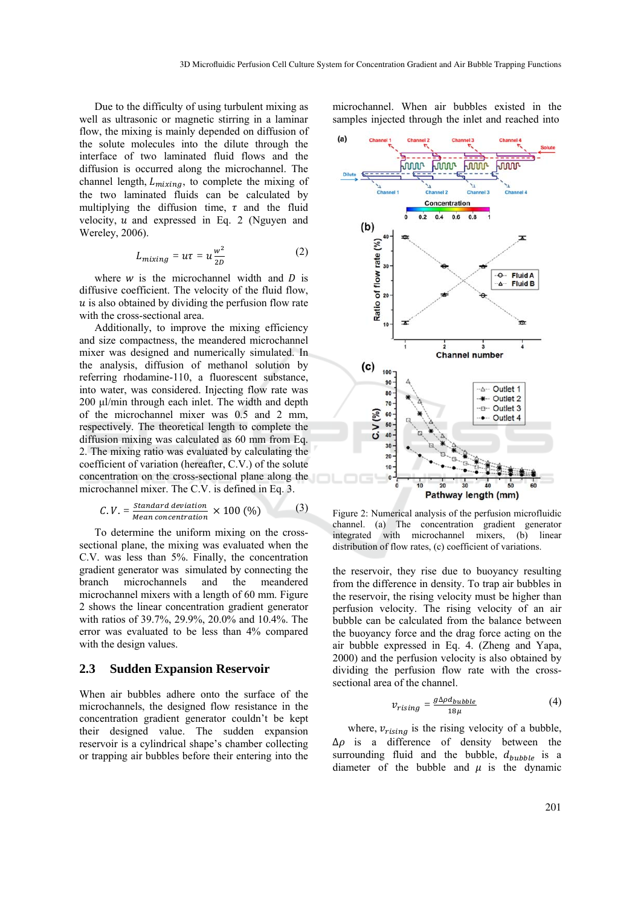Due to the difficulty of using turbulent mixing as well as ultrasonic or magnetic stirring in a laminar flow, the mixing is mainly depended on diffusion of the solute molecules into the dilute through the interface of two laminated fluid flows and the diffusion is occurred along the microchannel. The channel length, $L_{mixing}$, to complete the mixing of the two laminated fluids can be calculated by multiplying the diffusion time, $\tau$ and the fluid velocity, $u$ and expressed in Eq. 2 (Nguyen and Wereley, 2006).

$$L_{mixing} = u\tau = u\frac{w^2}{2D} \tag{2}$$

where $w$ is the microchannel width and $D$ is diffusive coefficient. The velocity of the fluid flow, $u$ is also obtained by dividing the perfusion flow rate with the cross-sectional area.

Additionally, to improve the mixing efficiency and size compactness, the meandered microchannel mixer was designed and numerically simulated. In the analysis, diffusion of methanol solution by referring rhodamine-110, a fluorescent substance, into water, was considered. Injecting flow rate was 200 µl/min through each inlet. The width and depth of the microchannel mixer was 0.5 and 2 mm, respectively. The theoretical length to complete the diffusion mixing was calculated as 60 mm from Eq. 2. The mixing ratio was evaluated by calculating the coefficient of variation (hereafter, C.V.) of the solute concentration on the cross-sectional plane along the microchannel mixer. The C.V. is defined in Eq. 3.

$$C.V. = \frac{Standard\ deviation}{Mean\ concentration} \times 100\ (\%) \tag{3}$$

To determine the uniform mixing on the cross-sectional plane, the mixing was evaluated when the C.V. was less than 5%. Finally, the concentration gradient generator was simulated by connecting the branch microchannels and the meandered microchannel mixers with a length of 60 mm. Figure 2 shows the linear concentration gradient generator with ratios of 39.7%, 29.9%, 20.0% and 10.4%. The error was evaluated to be less than 4% compared with the design values.

### 2.3 Sudden Expansion Reservoir

When air bubbles adhere onto the surface of the microchannels, the designed flow resistance in the concentration gradient generator couldn't be kept their designed value. The sudden expansion reservoir is a cylindrical shape's chamber collecting or trapping air bubbles before their entering into the microchannel. When air bubbles existed in the samples injected through the inlet and reached into

(a)
Channel 1
Channel 2
Channel 3
Channel 4
Solute
Dilute
Channel 1
Channel 2
Channel 3
Channel 4
Concentration
0 0.2 0.4 0.6 0.8 1

(b)
Ratio of flow rate (%)
40
30
20
10
1 2 3 4
Channel number
Fluid A
Fluid B

(c)
C.V (%)
100
90
80
70
60
50
40
30
20
10
0
0 10 20 30 40 50 60
Pathway length (mm)
Outlet 1
Outlet 2
Outlet 3
Outlet 4

Figure 2: Numerical analysis of the perfusion microfluidic channel. (a) The concentration gradient generator integrated with microchannel mixers, (b) linear distribution of flow rates, (c) coefficient of variations.

the reservoir, they rise due to buoyancy resulting from the difference in density. To trap air bubbles in the reservoir, the rising velocity must be higher than perfusion velocity. The rising velocity of an air bubble can be calculated from the balance between the buoyancy force and the drag force acting on the air bubble expressed in Eq. 4. (Zheng and Yapa, 2000) and the perfusion velocity is also obtained by dividing the perfusion flow rate with the cross-sectional area of the channel.

$$v_{rising} = \frac{g\Delta\rho d_{bubble}}{18\mu} \tag{4}$$

where, $v_{rising}$ is the rising velocity of a bubble, $\Delta\rho$ is a difference of density between the surrounding fluid and the bubble, $d_{bubble}$ is a diameter of the bubble and $\mu$ is the dynamic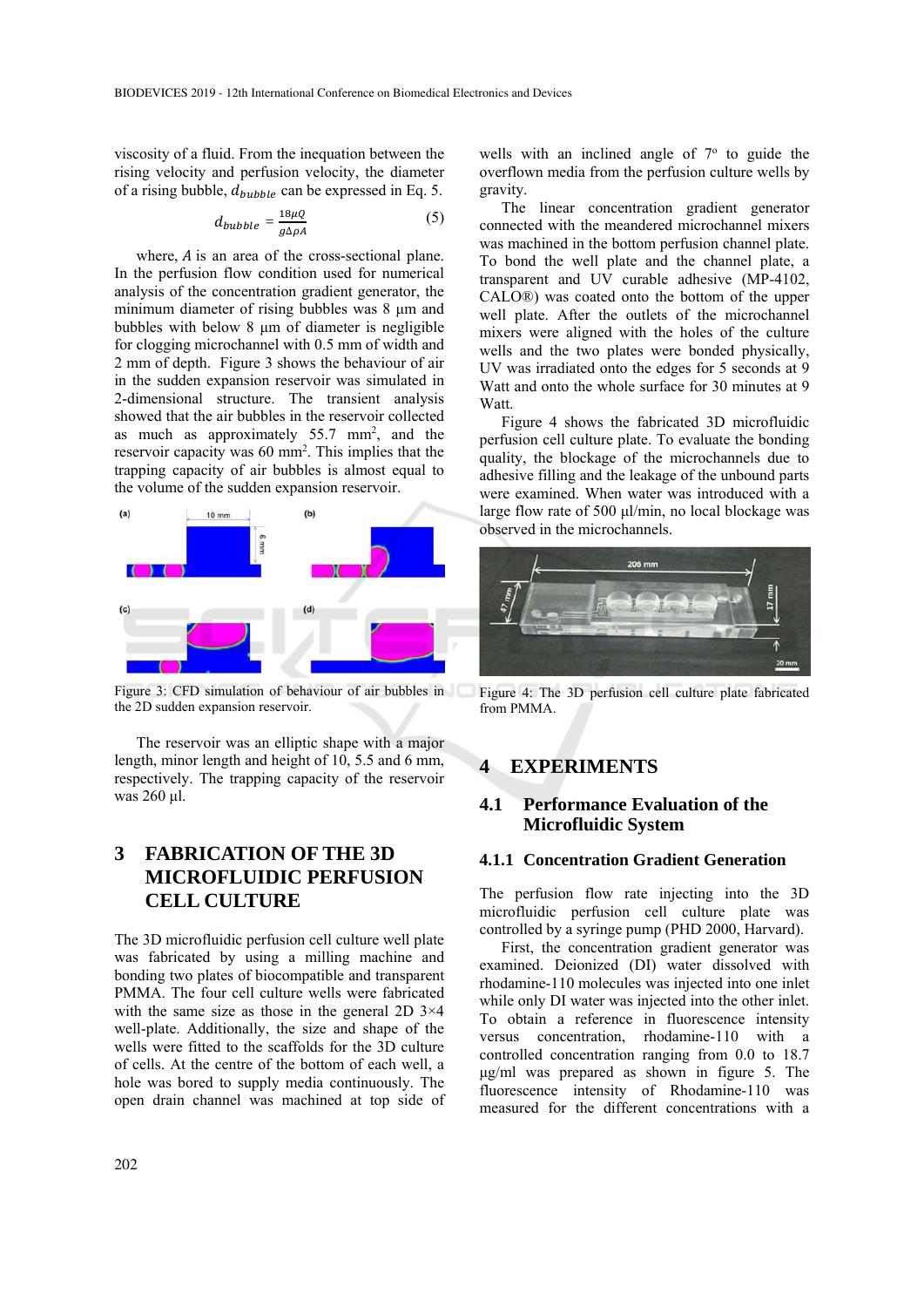viscosity of a fluid. From the inequation between the rising velocity and perfusion velocity, the diameter of a rising bubble, $d_{bubble}$ can be expressed in Eq. 5.

$$d_{bubble} = \frac{18\mu Q}{g\Delta\rho A} \quad (5)$$

where, $A$ is an area of the cross-sectional plane. In the perfusion flow condition used for numerical analysis of the concentration gradient generator, the minimum diameter of rising bubbles was 8 μm and bubbles with below 8 μm of diameter is negligible for clogging microchannel with 0.5 mm of width and 2 mm of depth. Figure 3 shows the behaviour of air in the sudden expansion reservoir was simulated in 2-dimensional structure. The transient analysis showed that the air bubbles in the reservoir collected as much as approximately 55.7 mm$^2$, and the reservoir capacity was 60 mm$^2$. This implies that the trapping capacity of air bubbles is almost equal to the volume of the sudden expansion reservoir.

(a)
10 mm
6 mm
(b)
(c)
(d)

Figure 3: CFD simulation of behaviour of air bubbles in the 2D sudden expansion reservoir.

The reservoir was an elliptic shape with a major length, minor length and height of 10, 5.5 and 6 mm, respectively. The trapping capacity of the reservoir was 260 μl.

# 3 FABRICATION OF THE 3D MICROFLUIDIC PERFUSION CELL CULTURE

The 3D microfluidic perfusion cell culture well plate was fabricated by using a milling machine and bonding two plates of biocompatible and transparent PMMA. The four cell culture wells were fabricated with the same size as those in the general 2D 3×4 well-plate. Additionally, the size and shape of the wells were fitted to the scaffolds for the 3D culture of cells. At the centre of the bottom of each well, a hole was bored to supply media continuously. The open drain channel was machined at top side of wells with an inclined angle of 7° to guide the overflown media from the perfusion culture wells by gravity.

The linear concentration gradient generator connected with the meandered microchannel mixers was machined in the bottom perfusion channel plate. To bond the well plate and the channel plate, a transparent and UV curable adhesive (MP-4102, CALO®) was coated onto the bottom of the upper well plate. After the outlets of the microchannel mixers were aligned with the holes of the culture wells and the two plates were bonded physically, UV was irradiated onto the edges for 5 seconds at 9 Watt and onto the whole surface for 30 minutes at 9 Watt.

Figure 4 shows the fabricated 3D microfluidic perfusion cell culture plate. To evaluate the bonding quality, the blockage of the microchannels due to adhesive filling and the leakage of the unbound parts were examined. When water was introduced with a large flow rate of 500 μl/min, no local blockage was observed in the microchannels.

206 mm
47 mm
17 mm
20 mm

Figure 4: The 3D perfusion cell culture plate fabricated from PMMA.

# 4 EXPERIMENTS

## 4.1 Performance Evaluation of the Microfluidic System

### 4.1.1 Concentration Gradient Generation

The perfusion flow rate injecting into the 3D microfluidic perfusion cell culture plate was controlled by a syringe pump (PHD 2000, Harvard).

First, the concentration gradient generator was examined. Deionized (DI) water dissolved with rhodamine-110 molecules was injected into one inlet while only DI water was injected into the other inlet. To obtain a reference in fluorescence intensity versus concentration, rhodamine-110 with a controlled concentration ranging from 0.0 to 18.7 μg/ml was prepared as shown in figure 5. The fluorescence intensity of Rhodamine-110 was measured for the different concentrations with a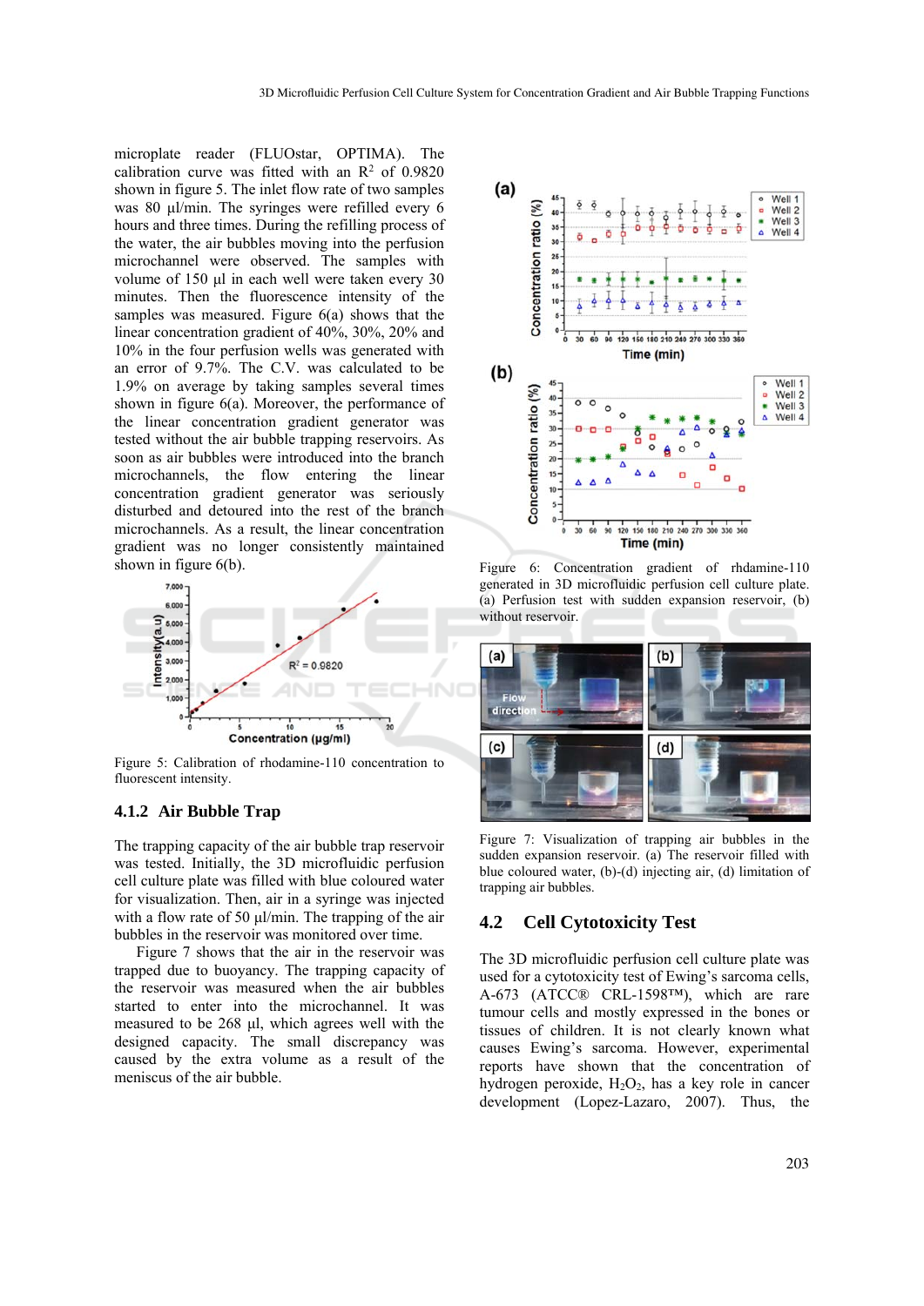microplate reader (FLUOstar, OPTIMA). The calibration curve was fitted with an $R^2$ of 0.9820 shown in figure 5. The inlet flow rate of two samples was 80 µl/min. The syringes were refilled every 6 hours and three times. During the refilling process of the water, the air bubbles moving into the perfusion microchannel were observed. The samples with volume of 150 µl in each well were taken every 30 minutes. Then the fluorescence intensity of the samples was measured. Figure 6(a) shows that the linear concentration gradient of 40%, 30%, 20% and 10% in the four perfusion wells was generated with an error of 9.7%. The C.V. was calculated to be 1.9% on average by taking samples several times shown in figure 6(a). Moreover, the performance of the linear concentration gradient generator was tested without the air bubble trapping reservoirs. As soon as air bubbles were introduced into the branch microchannels, the flow entering the linear concentration gradient generator was seriously disturbed and detoured into the rest of the branch microchannels. As a result, the linear concentration gradient was no longer consistently maintained shown in figure 6(b).

Intensity(a.u)
7,000
6,000
5,000
4,000
3,000
2,000
1,000
0
$R^2$ = 0.9820
0 5 10 15 20
Concentration (µg/ml)

Figure 5: Calibration of rhodamine-110 concentration to fluorescent intensity.

### 4.1.2 Air Bubble Trap

The trapping capacity of the air bubble trap reservoir was tested. Initially, the 3D microfluidic perfusion cell culture plate was filled with blue coloured water for visualization. Then, air in a syringe was injected with a flow rate of 50 µl/min. The trapping of the air bubbles in the reservoir was monitored over time.

Figure 7 shows that the air in the reservoir was trapped due to buoyancy. The trapping capacity of the reservoir was measured when the air bubbles started to enter into the microchannel. It was measured to be 268 µl, which agrees well with the designed capacity. The small discrepancy was caused by the extra volume as a result of the meniscus of the air bubble.

(a)
Concentration ratio (%)
45
40
35
30
25
20
15
10
5
0
0 30 60 90 120 150 180 210 240 270 300 330 360
Time (min)
Well 1
Well 2
Well 3
Well 4

(b)
Concentration ratio (%)
45
40
35
30
25
20
15
10
5
0
0 30 60 90 120 150 180 210 240 270 300 330 360
Time (min)
Well 1
Well 2
Well 3
Well 4

Figure 6: Concentration gradient of rhdamine-110 generated in 3D microfluidic perfusion cell culture plate. (a) Perfusion test with sudden expansion reservoir, (b) without reservoir.

(a)
Flow direction
(b)
(c)
(d)

Figure 7: Visualization of trapping air bubbles in the sudden expansion reservoir. (a) The reservoir filled with blue coloured water, (b)-(d) injecting air, (d) limitation of trapping air bubbles.

## 4.2 Cell Cytotoxicity Test

The 3D microfluidic perfusion cell culture plate was used for a cytotoxicity test of Ewing's sarcoma cells, A-673 (ATCC® CRL-1598™), which are rare tumour cells and mostly expressed in the bones or tissues of children. It is not clearly known what causes Ewing's sarcoma. However, experimental reports have shown that the concentration of hydrogen peroxide, $H_2O_2$, has a key role in cancer development (Lopez-Lazaro, 2007). Thus, the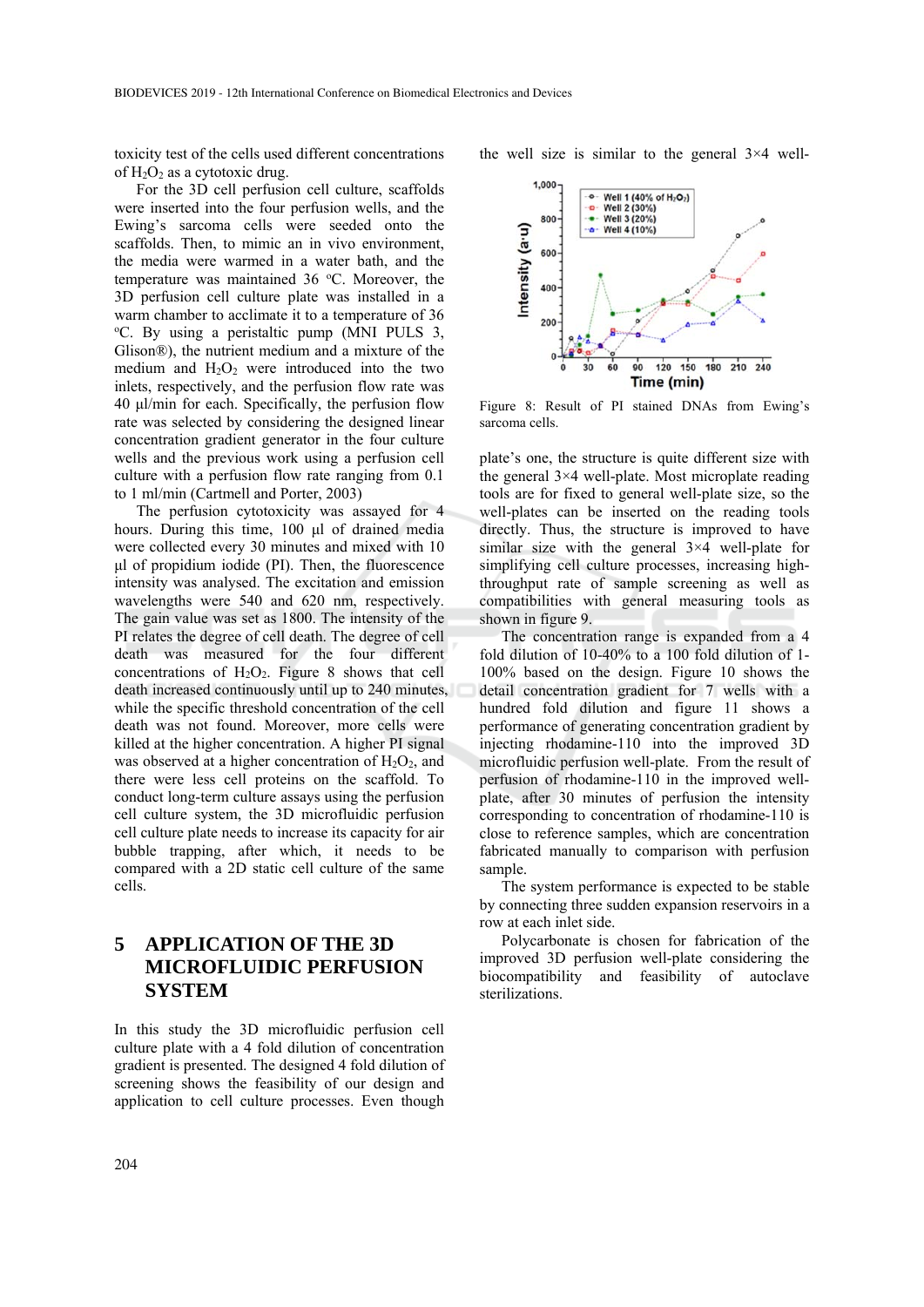toxicity test of the cells used different concentrations of $H_2O_2$ as a cytotoxic drug.

For the 3D cell perfusion cell culture, scaffolds were inserted into the four perfusion wells, and the Ewing's sarcoma cells were seeded onto the scaffolds. Then, to mimic an in vivo environment, the media were warmed in a water bath, and the temperature was maintained 36 ºC. Moreover, the 3D perfusion cell culture plate was installed in a warm chamber to acclimate it to a temperature of 36 ºC. By using a peristaltic pump (MNI PULS 3, Glison®), the nutrient medium and a mixture of the medium and $H_2O_2$ were introduced into the two inlets, respectively, and the perfusion flow rate was 40 µl/min for each. Specifically, the perfusion flow rate was selected by considering the designed linear concentration gradient generator in the four culture wells and the previous work using a perfusion cell culture with a perfusion flow rate ranging from 0.1 to 1 ml/min (Cartmell and Porter, 2003)

The perfusion cytotoxicity was assayed for 4 hours. During this time, 100 µl of drained media were collected every 30 minutes and mixed with 10 µl of propidium iodide (PI). Then, the fluorescence intensity was analysed. The excitation and emission wavelengths were 540 and 620 nm, respectively. The gain value was set as 1800. The intensity of the PI relates the degree of cell death. The degree of cell death was measured for the four different concentrations of $H_2O_2$. Figure 8 shows that cell death increased continuously until up to 240 minutes, while the specific threshold concentration of the cell death was not found. Moreover, more cells were killed at the higher concentration. A higher PI signal was observed at a higher concentration of $H_2O_2$, and there were less cell proteins on the scaffold. To conduct long-term culture assays using the perfusion cell culture system, the 3D microfluidic perfusion cell culture plate needs to increase its capacity for air bubble trapping, after which, it needs to be compared with a 2D static cell culture of the same cells.

# 5 APPLICATION OF THE 3D MICROFLUIDIC PERFUSION SYSTEM

In this study the 3D microfluidic perfusion cell culture plate with a 4 fold dilution of concentration gradient is presented. The designed 4 fold dilution of screening shows the feasibility of our design and application to cell culture processes. Even though the well size is similar to the general 3×4 well-

Well 1 (40% of $H_2O_2$)
Well 2 (30%)
Well 3 (20%)
Well 4 (10%)
Intensity (a.u)
1,000
800
600
400
200
0
Time (min)
0 30 60 90 120 150 180 210 240

Figure 8: Result of PI stained DNAs from Ewing's sarcoma cells.

plate's one, the structure is quite different size with the general 3×4 well-plate. Most microplate reading tools are for fixed to general well-plate size, so the well-plates can be inserted on the reading tools directly. Thus, the structure is improved to have similar size with the general 3×4 well-plate for simplifying cell culture processes, increasing high-throughput rate of sample screening as well as compatibilities with general measuring tools as shown in figure 9.

The concentration range is expanded from a 4 fold dilution of 10-40% to a 100 fold dilution of 1-100% based on the design. Figure 10 shows the detail concentration gradient for 7 wells with a hundred fold dilution and figure 11 shows a performance of generating concentration gradient by injecting rhodamine-110 into the improved 3D microfluidic perfusion well-plate. From the result of perfusion of rhodamine-110 in the improved well-plate, after 30 minutes of perfusion the intensity corresponding to concentration of rhodamine-110 is close to reference samples, which are concentration fabricated manually to comparison with perfusion sample.

The system performance is expected to be stable by connecting three sudden expansion reservoirs in a row at each inlet side.

Polycarbonate is chosen for fabrication of the improved 3D perfusion well-plate considering the biocompatibility and feasibility of autoclave sterilizations.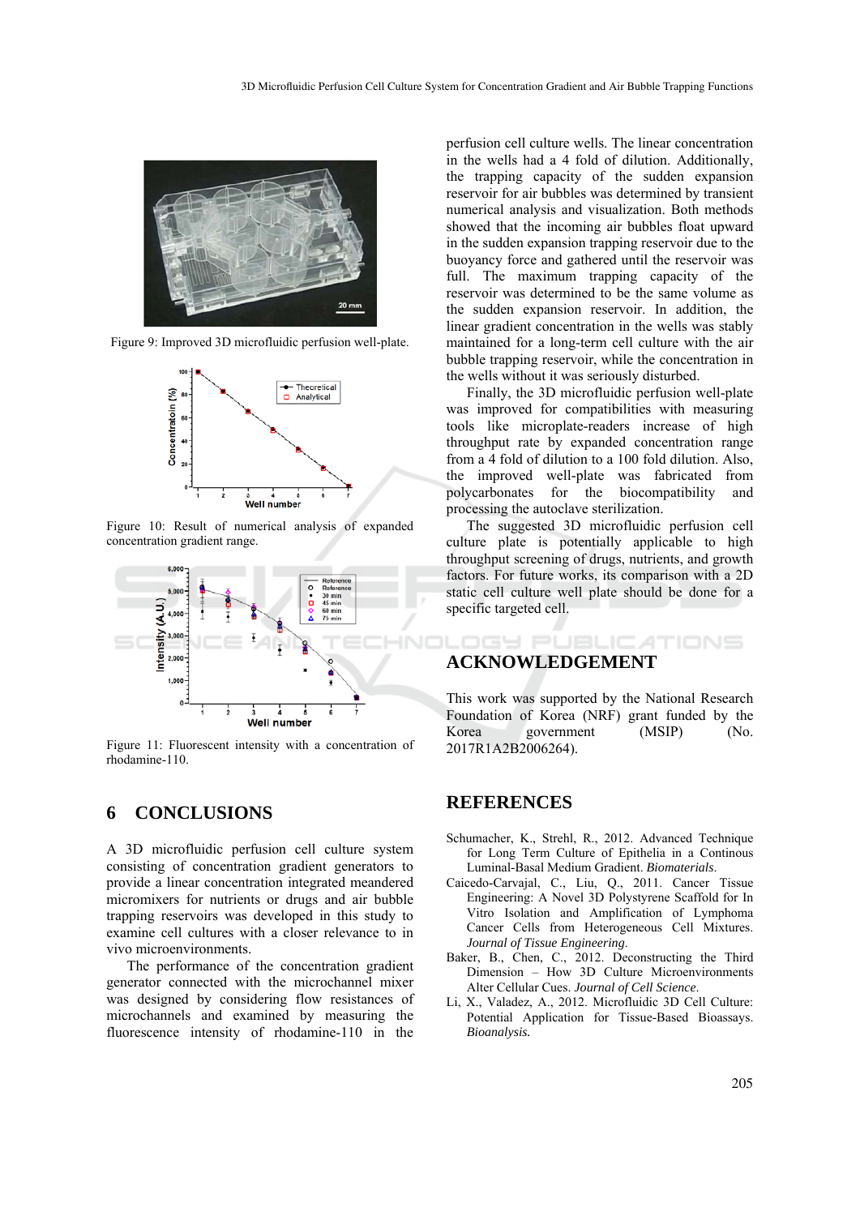Figure 9: Improved 3D microfluidic perfusion well-plate.

Concentratoin (%)

Theoretical
Analytical

Well number

Figure 10: Result of numerical analysis of expanded concentration gradient range.

Intensity (A.U.)

Reference
Reference
30 min
45 min
60 min
75 min

Well number

Figure 11: Fluorescent intensity with a concentration of rhodamine-110.

## 6 CONCLUSIONS

A 3D microfluidic perfusion cell culture system consisting of concentration gradient generators to provide a linear concentration integrated meandered micromixers for nutrients or drugs and air bubble trapping reservoirs was developed in this study to examine cell cultures with a closer relevance to in vivo microenvironments.

The performance of the concentration gradient generator connected with the microchannel mixer was designed by considering flow resistances of microchannels and examined by measuring the fluorescence intensity of rhodamine-110 in the perfusion cell culture wells. The linear concentration in the wells had a 4 fold of dilution. Additionally, the trapping capacity of the sudden expansion reservoir for air bubbles was determined by transient numerical analysis and visualization. Both methods showed that the incoming air bubbles float upward in the sudden expansion trapping reservoir due to the buoyancy force and gathered until the reservoir was full. The maximum trapping capacity of the reservoir was determined to be the same volume as the sudden expansion reservoir. In addition, the linear gradient concentration in the wells was stably maintained for a long-term cell culture with the air bubble trapping reservoir, while the concentration in the wells without it was seriously disturbed.

Finally, the 3D microfluidic perfusion well-plate was improved for compatibilities with measuring tools like microplate-readers increase of high throughput rate by expanded concentration range from a 4 fold of dilution to a 100 fold dilution. Also, the improved well-plate was fabricated from polycarbonates for the biocompatibility and processing the autoclave sterilization.

The suggested 3D microfluidic perfusion cell culture plate is potentially applicable to high throughput screening of drugs, nutrients, and growth factors. For future works, its comparison with a 2D static cell culture well plate should be done for a specific targeted cell.

## ACKNOWLEDGEMENT

This work was supported by the National Research Foundation of Korea (NRF) grant funded by the Korea government (MSIP) (No. 2017R1A2B2006264).

## REFERENCES

Schumacher, K., Strehl, R., 2012. Advanced Technique for Long Term Culture of Epithelia in a Continous Luminal-Basal Medium Gradient. *Biomaterials*.

Caicedo-Carvajal, C., Liu, Q., 2011. Cancer Tissue Engineering: A Novel 3D Polystyrene Scaffold for In Vitro Isolation and Amplification of Lymphoma Cancer Cells from Heterogeneous Cell Mixtures. *Journal of Tissue Engineering*.

Baker, B., Chen, C., 2012. Deconstructing the Third Dimension – How 3D Culture Microenvironments Alter Cellular Cues. *Journal of Cell Science*.

Li, X., Valadez, A., 2012. Microfluidic 3D Cell Culture: Potential Application for Tissue-Based Bioassays. *Bioanalysis.*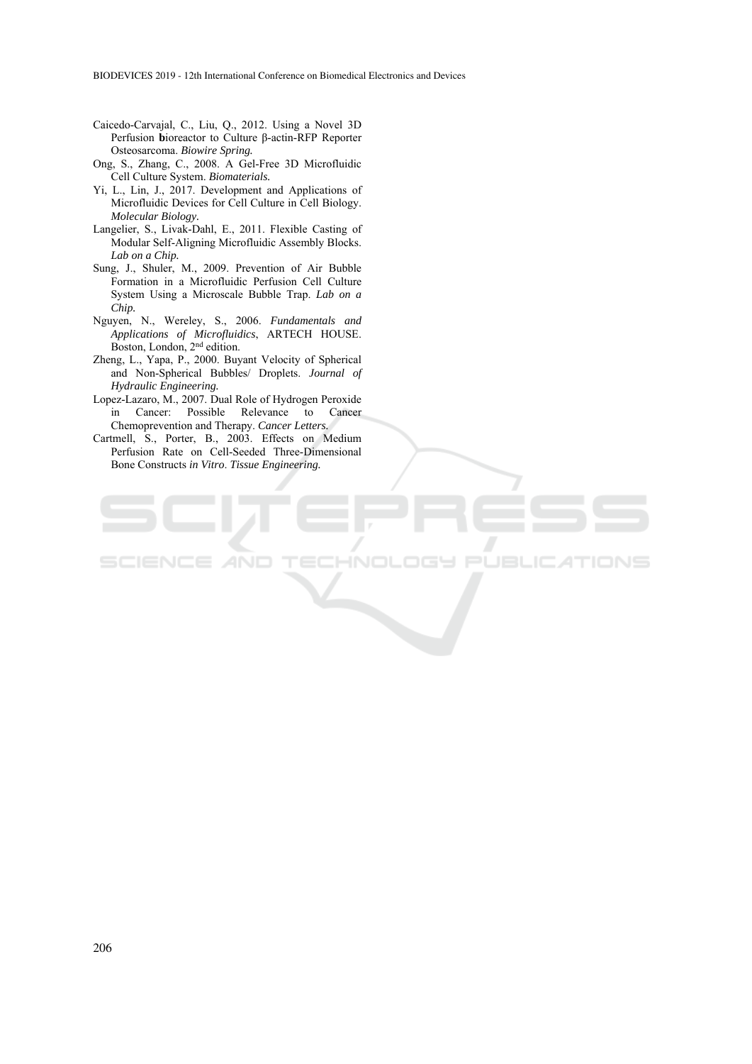Caicedo-Carvajal, C., Liu, Q., 2012. Using a Novel 3D Perfusion **b**ioreactor to Culture β-actin-RFP Reporter Osteosarcoma. *Biowire Spring.*

Ong, S., Zhang, C., 2008. A Gel-Free 3D Microfluidic Cell Culture System. *Biomaterials.*

Yi, L., Lin, J., 2017. Development and Applications of Microfluidic Devices for Cell Culture in Cell Biology. *Molecular Biology.*

Langelier, S., Livak-Dahl, E., 2011. Flexible Casting of Modular Self-Aligning Microfluidic Assembly Blocks. *Lab on a Chip.*

Sung, J., Shuler, M., 2009. Prevention of Air Bubble Formation in a Microfluidic Perfusion Cell Culture System Using a Microscale Bubble Trap. *Lab on a Chip.*

Nguyen, N., Wereley, S., 2006. *Fundamentals and Applications of Microfluidics*, ARTECH HOUSE. Boston, London, 2nd edition.

Zheng, L., Yapa, P., 2000. Buyant Velocity of Spherical and Non-Spherical Bubbles/ Droplets. *Journal of Hydraulic Engineering.*

Lopez-Lazaro, M., 2007. Dual Role of Hydrogen Peroxide in Cancer: Possible Relevance to Cancer Chemoprevention and Therapy. *Cancer Letters.*

Cartmell, S., Porter, B., 2003. Effects on Medium Perfusion Rate on Cell-Seeded Three-Dimensional Bone Constructs *in Vitro*. *Tissue Engineering.*